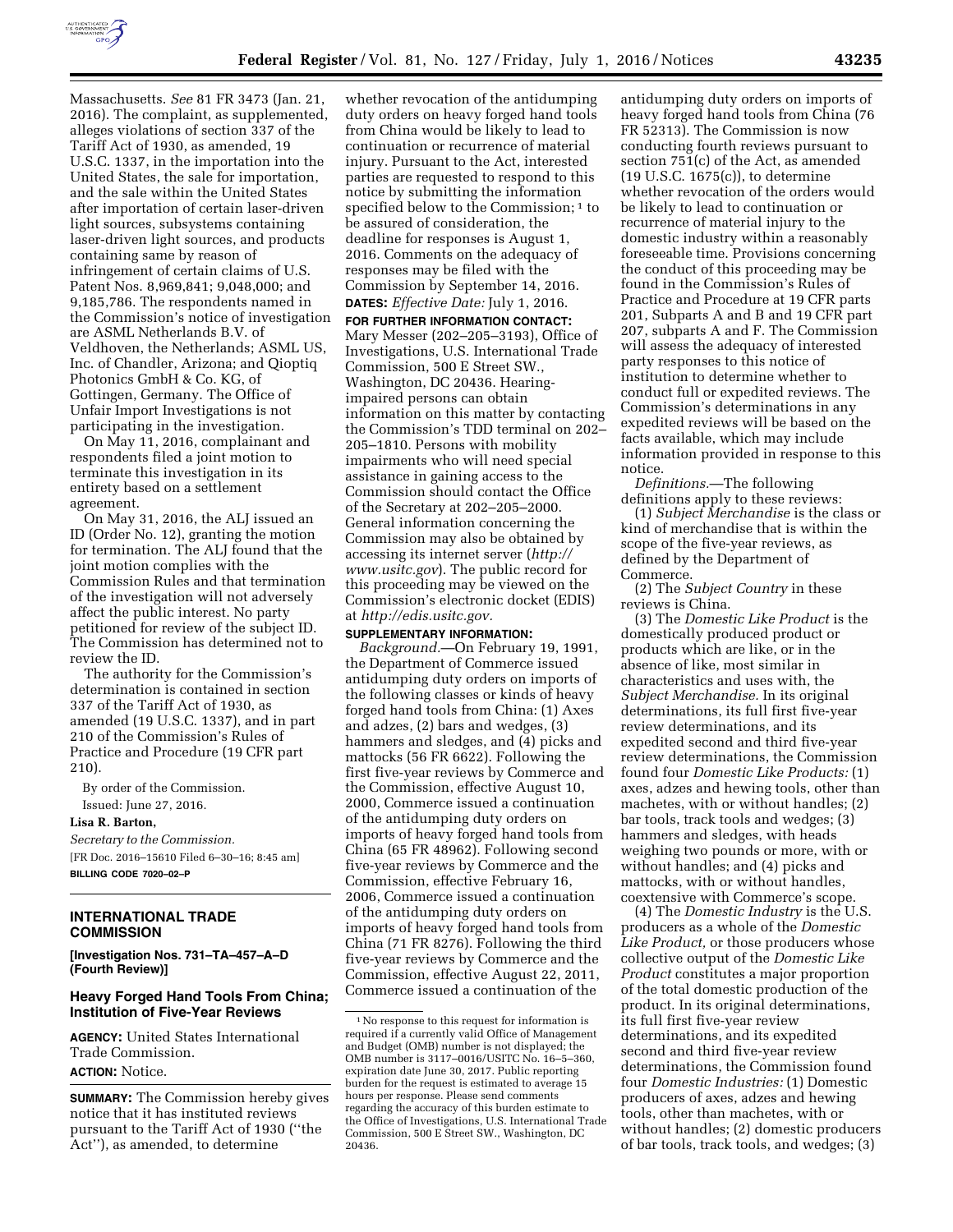Massachusetts. *See* 81 FR 3473 (Jan. 21, 2016). The complaint, as supplemented, alleges violations of section 337 of the Tariff Act of 1930, as amended, 19 U.S.C. 1337, in the importation into the United States, the sale for importation, and the sale within the United States after importation of certain laser-driven light sources, subsystems containing laser-driven light sources, and products containing same by reason of infringement of certain claims of U.S. Patent Nos. 8,969,841; 9,048,000; and 9,185,786. The respondents named in the Commission's notice of investigation are ASML Netherlands B.V. of Veldhoven, the Netherlands; ASML US, Inc. of Chandler, Arizona; and Qioptiq Photonics GmbH & Co. KG, of Gottingen, Germany. The Office of Unfair Import Investigations is not participating in the investigation.

On May 11, 2016, complainant and respondents filed a joint motion to terminate this investigation in its entirety based on a settlement agreement.

On May 31, 2016, the ALJ issued an ID (Order No. 12), granting the motion for termination. The ALJ found that the joint motion complies with the Commission Rules and that termination of the investigation will not adversely affect the public interest. No party petitioned for review of the subject ID. The Commission has determined not to review the ID.

The authority for the Commission's determination is contained in section 337 of the Tariff Act of 1930, as amended (19 U.S.C. 1337), and in part 210 of the Commission's Rules of Practice and Procedure (19 CFR part 210).

By order of the Commission.

Issued: June 27, 2016.

**Lisa R. Barton,**

*Secretary to the Commission.*

[FR Doc. 2016–15610 Filed 6–30–16; 8:45 am]

**BILLING CODE 7020–02–P**

## INTERNATIONAL TRADE COMMISSION

**[Investigation Nos. 731–TA–457–A–D (Fourth Review)]**

### Heavy Forged Hand Tools From China; Institution of Five-Year Reviews

**AGENCY:** United States International Trade Commission.

**ACTION:** Notice.

**SUMMARY:** The Commission hereby gives notice that it has instituted reviews pursuant to the Tariff Act of 1930 (''the Act''), as amended, to determine whether revocation of the antidumping duty orders on heavy forged hand tools from China would be likely to lead to continuation or recurrence of material injury. Pursuant to the Act, interested parties are requested to respond to this notice by submitting the information specified below to the Commission;[1] to be assured of consideration, the deadline for responses is August 1, 2016. Comments on the adequacy of responses may be filed with the Commission by September 14, 2016.

**DATES:** *Effective Date:* July 1, 2016.

**FOR FURTHER INFORMATION CONTACT:** Mary Messer (202–205–3193), Office of Investigations, U.S. International Trade Commission, 500 E Street SW., Washington, DC 20436. Hearing-impaired persons can obtain information on this matter by contacting the Commission's TDD terminal on 202–205–1810. Persons with mobility impairments who will need special assistance in gaining access to the Commission should contact the Office of the Secretary at 202–205–2000. General information concerning the Commission may also be obtained by accessing its internet server (*http://www.usitc.gov*). The public record for this proceeding may be viewed on the Commission's electronic docket (EDIS) at *http://edis.usitc.gov.*

**SUPPLEMENTARY INFORMATION:**

*Background.*—On February 19, 1991, the Department of Commerce issued antidumping duty orders on imports of the following classes or kinds of heavy forged hand tools from China: (1) Axes and adzes, (2) bars and wedges, (3) hammers and sledges, and (4) picks and mattocks (56 FR 6622). Following the first five-year reviews by Commerce and the Commission, effective August 10, 2000, Commerce issued a continuation of the antidumping duty orders on imports of heavy forged hand tools from China (65 FR 48962). Following second five-year reviews by Commerce and the Commission, effective February 16, 2006, Commerce issued a continuation of the antidumping duty orders on imports of heavy forged hand tools from China (71 FR 8276). Following the third five-year reviews by Commerce and the Commission, effective August 22, 2011, Commerce issued a continuation of the antidumping duty orders on imports of heavy forged hand tools from China (76 FR 52313). The Commission is now conducting fourth reviews pursuant to section 751(c) of the Act, as amended (19 U.S.C. 1675(c)), to determine whether revocation of the orders would be likely to lead to continuation or recurrence of material injury to the domestic industry within a reasonably foreseeable time. Provisions concerning the conduct of this proceeding may be found in the Commission's Rules of Practice and Procedure at 19 CFR parts 201, Subparts A and B and 19 CFR part 207, subparts A and F. The Commission will assess the adequacy of interested party responses to this notice of institution to determine whether to conduct full or expedited reviews. The Commission's determinations in any expedited reviews will be based on the facts available, which may include information provided in response to this notice.

*Definitions.*—The following definitions apply to these reviews:

(1) *Subject Merchandise* is the class or kind of merchandise that is within the scope of the five-year reviews, as defined by the Department of Commerce.

(2) The *Subject Country* in these reviews is China.

(3) The *Domestic Like Product* is the domestically produced product or products which are like, or in the absence of like, most similar in characteristics and uses with, the *Subject Merchandise.* In its original determinations, its full first five-year review determinations, and its expedited second and third five-year review determinations, the Commission found four *Domestic Like Products:* (1) axes, adzes and hewing tools, other than machetes, with or without handles; (2) bar tools, track tools and wedges; (3) hammers and sledges, with heads weighing two pounds or more, with or without handles; and (4) picks and mattocks, with or without handles, coextensive with Commerce's scope.

(4) The *Domestic Industry* is the U.S. producers as a whole of the *Domestic Like Product,* or those producers whose collective output of the *Domestic Like Product* constitutes a major proportion of the total domestic production of the product. In its original determinations, its full first five-year review determinations, and its expedited second and third five-year review determinations, the Commission found four *Domestic Industries:* (1) Domestic producers of axes, adzes and hewing tools, other than machetes, with or without handles; (2) domestic producers of bar tools, track tools, and wedges; (3)

[1] No response to this request for information is required if a currently valid Office of Management and Budget (OMB) number is not displayed; the OMB number is 3117–0016/USITC No. 16–5–360, expiration date June 30, 2017. Public reporting burden for the request is estimated to average 15 hours per response. Please send comments regarding the accuracy of this burden estimate to the Office of Investigations, U.S. International Trade Commission, 500 E Street SW., Washington, DC 20436.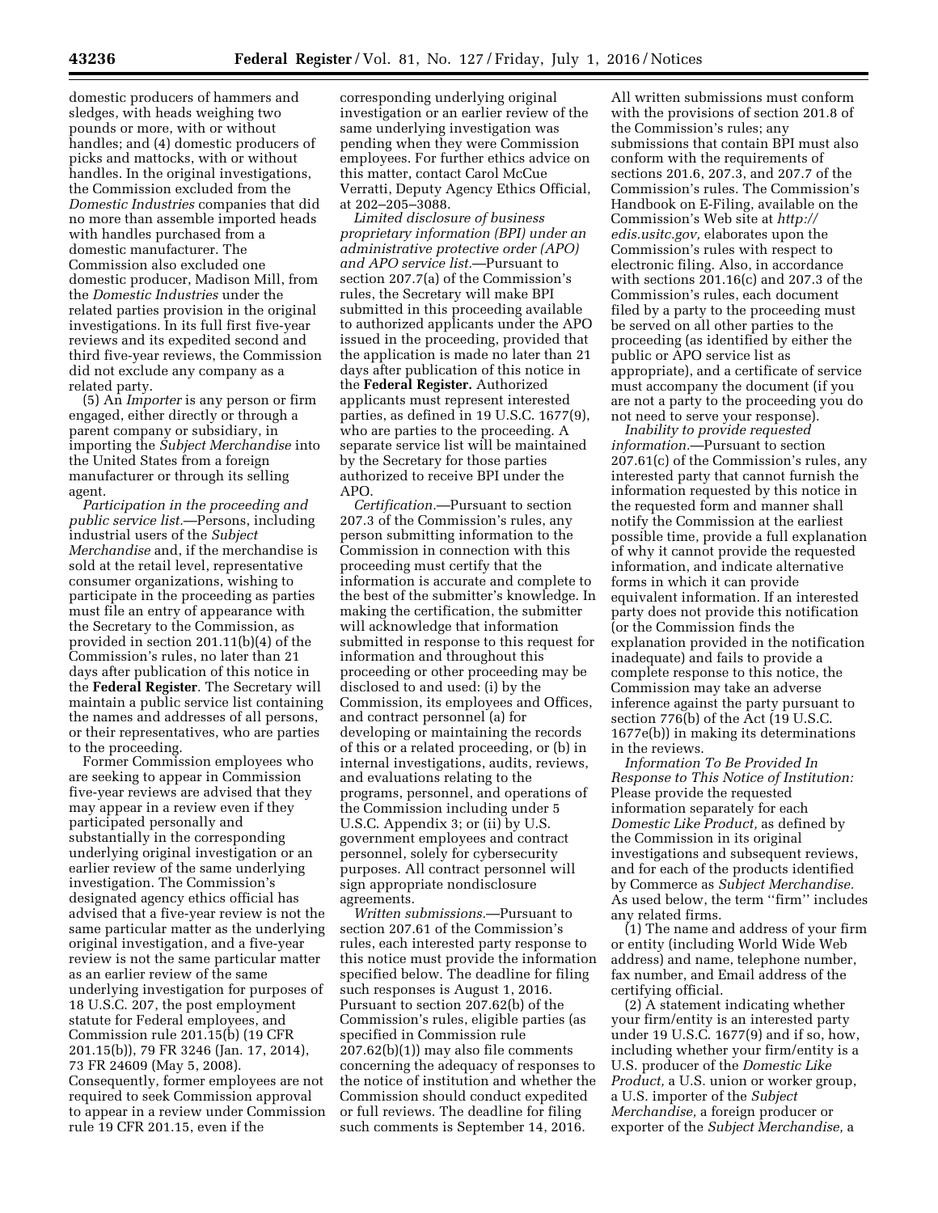domestic producers of hammers and sledges, with heads weighing two pounds or more, with or without handles; and (4) domestic producers of picks and mattocks, with or without handles. In the original investigations, the Commission excluded from the *Domestic Industries* companies that did no more than assemble imported heads with handles purchased from a domestic manufacturer. The Commission also excluded one domestic producer, Madison Mill, from the *Domestic Industries* under the related parties provision in the original investigations. In its full first five-year reviews and its expedited second and third five-year reviews, the Commission did not exclude any company as a related party.

(5) An *Importer* is any person or firm engaged, either directly or through a parent company or subsidiary, in importing the *Subject Merchandise* into the United States from a foreign manufacturer or through its selling agent.

*Participation in the proceeding and public service list.*—Persons, including industrial users of the *Subject Merchandise* and, if the merchandise is sold at the retail level, representative consumer organizations, wishing to participate in the proceeding as parties must file an entry of appearance with the Secretary to the Commission, as provided in section 201.11(b)(4) of the Commission's rules, no later than 21 days after publication of this notice in the **Federal Register**. The Secretary will maintain a public service list containing the names and addresses of all persons, or their representatives, who are parties to the proceeding.

Former Commission employees who are seeking to appear in Commission five-year reviews are advised that they may appear in a review even if they participated personally and substantially in the corresponding underlying original investigation or an earlier review of the same underlying investigation. The Commission's designated agency ethics official has advised that a five-year review is not the same particular matter as the underlying original investigation, and a five-year review is not the same particular matter as an earlier review of the same underlying investigation for purposes of 18 U.S.C. 207, the post employment statute for Federal employees, and Commission rule 201.15(b) (19 CFR 201.15(b)), 79 FR 3246 (Jan. 17, 2014), 73 FR 24609 (May 5, 2008). Consequently, former employees are not required to seek Commission approval to appear in a review under Commission rule 19 CFR 201.15, even if the corresponding underlying original investigation or an earlier review of the same underlying investigation was pending when they were Commission employees. For further ethics advice on this matter, contact Carol McCue Verratti, Deputy Agency Ethics Official, at 202–205–3088.

*Limited disclosure of business proprietary information (BPI) under an administrative protective order (APO) and APO service list.*—Pursuant to section 207.7(a) of the Commission's rules, the Secretary will make BPI submitted in this proceeding available to authorized applicants under the APO issued in the proceeding, provided that the application is made no later than 21 days after publication of this notice in the **Federal Register.** Authorized applicants must represent interested parties, as defined in 19 U.S.C. 1677(9), who are parties to the proceeding. A separate service list will be maintained by the Secretary for those parties authorized to receive BPI under the APO.

*Certification.*—Pursuant to section 207.3 of the Commission's rules, any person submitting information to the Commission in connection with this proceeding must certify that the information is accurate and complete to the best of the submitter's knowledge. In making the certification, the submitter will acknowledge that information submitted in response to this request for information and throughout this proceeding or other proceeding may be disclosed to and used: (i) by the Commission, its employees and Offices, and contract personnel (a) for developing or maintaining the records of this or a related proceeding, or (b) in internal investigations, audits, reviews, and evaluations relating to the programs, personnel, and operations of the Commission including under 5 U.S.C. Appendix 3; or (ii) by U.S. government employees and contract personnel, solely for cybersecurity purposes. All contract personnel will sign appropriate nondisclosure agreements.

*Written submissions.*—Pursuant to section 207.61 of the Commission's rules, each interested party response to this notice must provide the information specified below. The deadline for filing such responses is August 1, 2016. Pursuant to section 207.62(b) of the Commission's rules, eligible parties (as specified in Commission rule 207.62(b)(1)) may also file comments concerning the adequacy of responses to the notice of institution and whether the Commission should conduct expedited or full reviews. The deadline for filing such comments is September 14, 2016.

All written submissions must conform with the provisions of section 201.8 of the Commission's rules; any submissions that contain BPI must also conform with the requirements of sections 201.6, 207.3, and 207.7 of the Commission's rules. The Commission's Handbook on E-Filing, available on the Commission's Web site at *http://edis.usitc.gov,* elaborates upon the Commission's rules with respect to electronic filing. Also, in accordance with sections 201.16(c) and 207.3 of the Commission's rules, each document filed by a party to the proceeding must be served on all other parties to the proceeding (as identified by either the public or APO service list as appropriate), and a certificate of service must accompany the document (if you are not a party to the proceeding you do not need to serve your response).

*Inability to provide requested information.*—Pursuant to section 207.61(c) of the Commission's rules, any interested party that cannot furnish the information requested by this notice in the requested form and manner shall notify the Commission at the earliest possible time, provide a full explanation of why it cannot provide the requested information, and indicate alternative forms in which it can provide equivalent information. If an interested party does not provide this notification (or the Commission finds the explanation provided in the notification inadequate) and fails to provide a complete response to this notice, the Commission may take an adverse inference against the party pursuant to section 776(b) of the Act (19 U.S.C. 1677e(b)) in making its determinations in the reviews.

*Information To Be Provided In Response to This Notice of Institution:* Please provide the requested information separately for each *Domestic Like Product,* as defined by the Commission in its original investigations and subsequent reviews, and for each of the products identified by Commerce as *Subject Merchandise.* As used below, the term "firm" includes any related firms.

(1) The name and address of your firm or entity (including World Wide Web address) and name, telephone number, fax number, and Email address of the certifying official.

(2) A statement indicating whether your firm/entity is an interested party under 19 U.S.C. 1677(9) and if so, how, including whether your firm/entity is a U.S. producer of the *Domestic Like Product,* a U.S. union or worker group, a U.S. importer of the *Subject Merchandise,* a foreign producer or exporter of the *Subject Merchandise,* a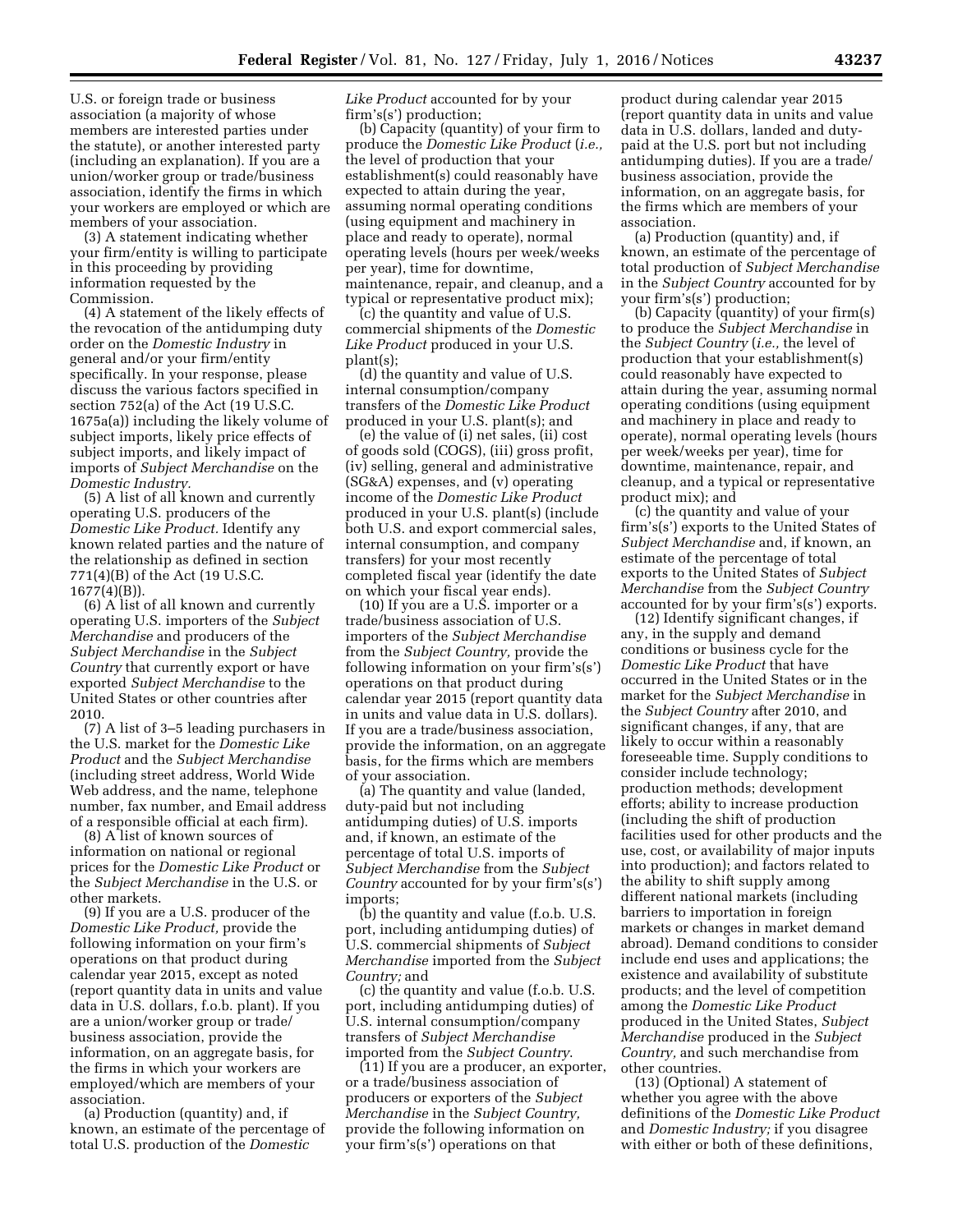U.S. or foreign trade or business association (a majority of whose members are interested parties under the statute), or another interested party (including an explanation). If you are a union/worker group or trade/business association, identify the firms in which your workers are employed or which are members of your association.

(3) A statement indicating whether your firm/entity is willing to participate in this proceeding by providing information requested by the Commission.

(4) A statement of the likely effects of the revocation of the antidumping duty order on the *Domestic Industry* in general and/or your firm/entity specifically. In your response, please discuss the various factors specified in section 752(a) of the Act (19 U.S.C. 1675a(a)) including the likely volume of subject imports, likely price effects of subject imports, and likely impact of imports of *Subject Merchandise* on the *Domestic Industry*.

(5) A list of all known and currently operating U.S. producers of the *Domestic Like Product.* Identify any known related parties and the nature of the relationship as defined in section 771(4)(B) of the Act (19 U.S.C. 1677(4)(B)).

(6) A list of all known and currently operating U.S. importers of the *Subject Merchandise* and producers of the *Subject Merchandise* in the *Subject Country* that currently export or have exported *Subject Merchandise* to the United States or other countries after 2010.

(7) A list of 3–5 leading purchasers in the U.S. market for the *Domestic Like Product* and the *Subject Merchandise* (including street address, World Wide Web address, and the name, telephone number, fax number, and Email address of a responsible official at each firm).

(8) A list of known sources of information on national or regional prices for the *Domestic Like Product* or the *Subject Merchandise* in the U.S. or other markets.

(9) If you are a U.S. producer of the *Domestic Like Product,* provide the following information on your firm's operations on that product during calendar year 2015, except as noted (report quantity data in units and value data in U.S. dollars, f.o.b. plant). If you are a union/worker group or trade/business association, provide the information, on an aggregate basis, for the firms in which your workers are employed/which are members of your association.

(a) Production (quantity) and, if known, an estimate of the percentage of total U.S. production of the *Domestic Like Product* accounted for by your firm's(s') production;

(b) Capacity (quantity) of your firm to produce the *Domestic Like Product* (*i.e.,* the level of production that your establishment(s) could reasonably have expected to attain during the year, assuming normal operating conditions (using equipment and machinery in place and ready to operate), normal operating levels (hours per week/weeks per year), time for downtime, maintenance, repair, and cleanup, and a typical or representative product mix);

(c) the quantity and value of U.S. commercial shipments of the *Domestic Like Product* produced in your U.S. plant(s);

(d) the quantity and value of U.S. internal consumption/company transfers of the *Domestic Like Product* produced in your U.S. plant(s); and

(e) the value of (i) net sales, (ii) cost of goods sold (COGS), (iii) gross profit, (iv) selling, general and administrative (SG&A) expenses, and (v) operating income of the *Domestic Like Product* produced in your U.S. plant(s) (include both U.S. and export commercial sales, internal consumption, and company transfers) for your most recently completed fiscal year (identify the date on which your fiscal year ends).

(10) If you are a U.S. importer or a trade/business association of U.S. importers of the *Subject Merchandise* from the *Subject Country,* provide the following information on your firm's(s') operations on that product during calendar year 2015 (report quantity data in units and value data in U.S. dollars). If you are a trade/business association, provide the information, on an aggregate basis, for the firms which are members of your association.

(a) The quantity and value (landed, duty-paid but not including antidumping duties) of U.S. imports and, if known, an estimate of the percentage of total U.S. imports of *Subject Merchandise* from the *Subject Country* accounted for by your firm's(s') imports;

(b) the quantity and value (f.o.b. U.S. port, including antidumping duties) of U.S. commercial shipments of *Subject Merchandise* imported from the *Subject Country;* and

(c) the quantity and value (f.o.b. U.S. port, including antidumping duties) of U.S. internal consumption/company transfers of *Subject Merchandise* imported from the *Subject Country*.

(11) If you are a producer, an exporter, or a trade/business association of producers or exporters of the *Subject Merchandise* in the *Subject Country,* provide the following information on your firm's(s') operations on that product during calendar year 2015 (report quantity data in units and value data in U.S. dollars, landed and duty-paid at the U.S. port but not including antidumping duties). If you are a trade/business association, provide the information, on an aggregate basis, for the firms which are members of your association.

(a) Production (quantity) and, if known, an estimate of the percentage of total production of *Subject Merchandise* in the *Subject Country* accounted for by your firm's(s') production;

(b) Capacity (quantity) of your firm(s) to produce the *Subject Merchandise* in the *Subject Country* (*i.e.,* the level of production that your establishment(s) could reasonably have expected to attain during the year, assuming normal operating conditions (using equipment and machinery in place and ready to operate), normal operating levels (hours per week/weeks per year), time for downtime, maintenance, repair, and cleanup, and a typical or representative product mix); and

(c) the quantity and value of your firm's(s') exports to the United States of *Subject Merchandise* and, if known, an estimate of the percentage of total exports to the United States of *Subject Merchandise* from the *Subject Country* accounted for by your firm's(s') exports.

(12) Identify significant changes, if any, in the supply and demand conditions or business cycle for the *Domestic Like Product* that have occurred in the United States or in the market for the *Subject Merchandise* in the *Subject Country* after 2010, and significant changes, if any, that are likely to occur within a reasonably foreseeable time. Supply conditions to consider include technology; production methods; development efforts; ability to increase production (including the shift of production facilities used for other products and the use, cost, or availability of major inputs into production); and factors related to the ability to shift supply among different national markets (including barriers to importation in foreign markets or changes in market demand abroad). Demand conditions to consider include end uses and applications; the existence and availability of substitute products; and the level of competition among the *Domestic Like Product* produced in the United States, *Subject Merchandise* produced in the *Subject Country,* and such merchandise from other countries.

(13) (Optional) A statement of whether you agree with the above definitions of the *Domestic Like Product* and *Domestic Industry;* if you disagree with either or both of these definitions,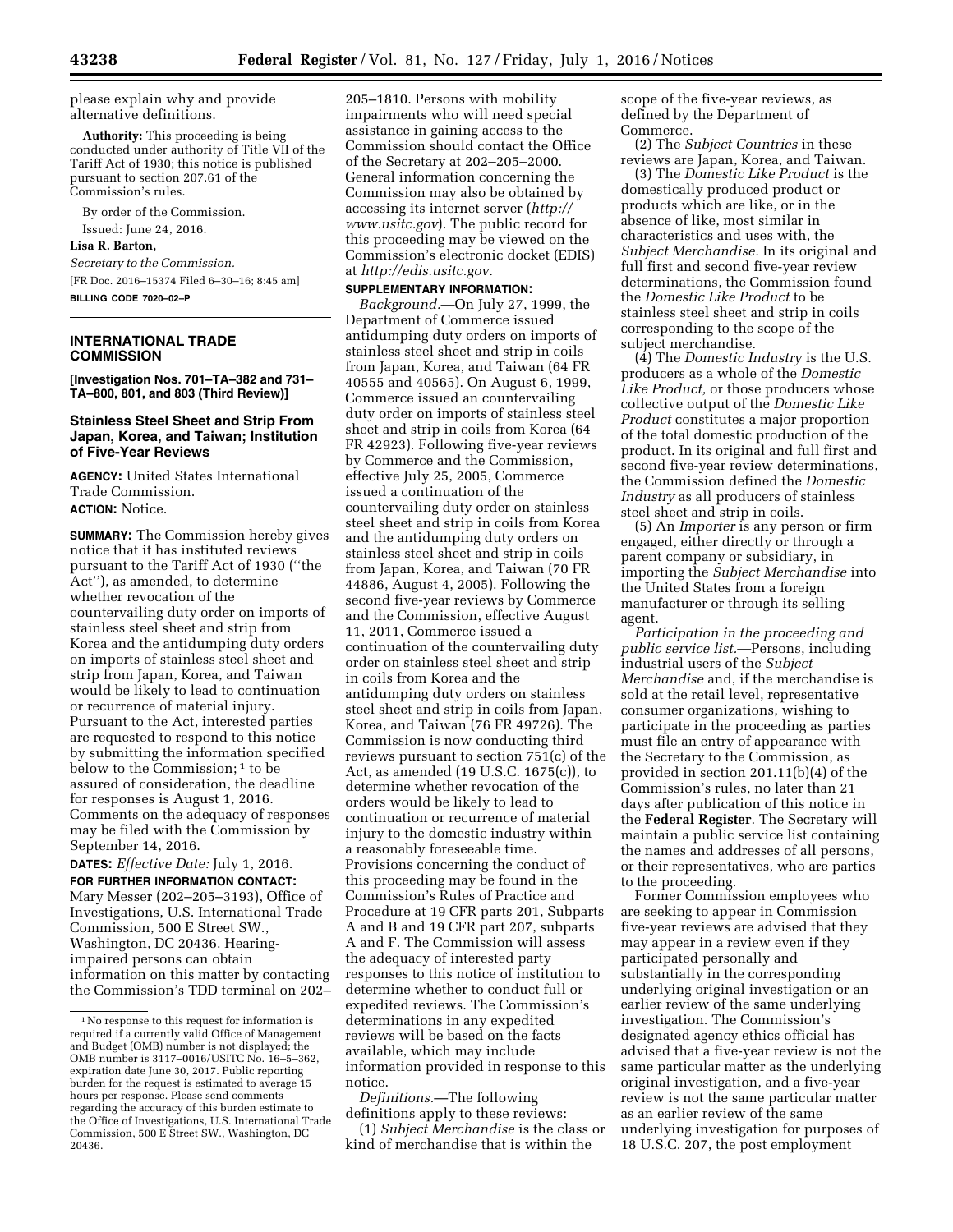please explain why and provide alternative definitions.

**Authority:** This proceeding is being conducted under authority of Title VII of the Tariff Act of 1930; this notice is published pursuant to section 207.61 of the Commission's rules.

By order of the Commission.

Issued: June 24, 2016.

**Lisa R. Barton,**

*Secretary to the Commission.*

[FR Doc. 2016–15374 Filed 6–30–16; 8:45 am]

**BILLING CODE 7020–02–P**

## INTERNATIONAL TRADE COMMISSION

**[Investigation Nos. 701–TA–382 and 731–TA–800, 801, and 803 (Third Review)]**

### Stainless Steel Sheet and Strip From Japan, Korea, and Taiwan; Institution of Five-Year Reviews

**AGENCY:** United States International Trade Commission.

**ACTION:** Notice.

**SUMMARY:** The Commission hereby gives notice that it has instituted reviews pursuant to the Tariff Act of 1930 ("the Act"), as amended, to determine whether revocation of the countervailing duty order on imports of stainless steel sheet and strip from Korea and the antidumping duty orders on imports of stainless steel sheet and strip from Japan, Korea, and Taiwan would be likely to lead to continuation or recurrence of material injury. Pursuant to the Act, interested parties are requested to respond to this notice by submitting the information specified below to the Commission;[1] to be assured of consideration, the deadline for responses is August 1, 2016. Comments on the adequacy of responses may be filed with the Commission by September 14, 2016.

**DATES:** *Effective Date:* July 1, 2016.

**FOR FURTHER INFORMATION CONTACT:** Mary Messer (202–205–3193), Office of Investigations, U.S. International Trade Commission, 500 E Street SW., Washington, DC 20436. Hearing-impaired persons can obtain information on this matter by contacting the Commission's TDD terminal on 202–205–1810. Persons with mobility impairments who will need special assistance in gaining access to the Commission should contact the Office of the Secretary at 202–205–2000. General information concerning the Commission may also be obtained by accessing its internet server (*http://www.usitc.gov*). The public record for this proceeding may be viewed on the Commission's electronic docket (EDIS) at *http://edis.usitc.gov.*

**SUPPLEMENTARY INFORMATION:**

*Background.*—On July 27, 1999, the Department of Commerce issued antidumping duty orders on imports of stainless steel sheet and strip in coils from Japan, Korea, and Taiwan (64 FR 40555 and 40565). On August 6, 1999, Commerce issued an countervailing duty order on imports of stainless steel sheet and strip in coils from Korea (64 FR 42923). Following five-year reviews by Commerce and the Commission, effective July 25, 2005, Commerce issued a continuation of the countervailing duty order on stainless steel sheet and strip in coils from Korea and the antidumping duty orders on stainless steel sheet and strip in coils from Japan, Korea, and Taiwan (70 FR 44886, August 4, 2005). Following the second five-year reviews by Commerce and the Commission, effective August 11, 2011, Commerce issued a continuation of the countervailing duty order on stainless steel sheet and strip in coils from Korea and the antidumping duty orders on stainless steel sheet and strip in coils from Japan, Korea, and Taiwan (76 FR 49726). The Commission is now conducting third reviews pursuant to section 751(c) of the Act, as amended (19 U.S.C. 1675(c)), to determine whether revocation of the orders would be likely to lead to continuation or recurrence of material injury to the domestic industry within a reasonably foreseeable time. Provisions concerning the conduct of this proceeding may be found in the Commission's Rules of Practice and Procedure at 19 CFR parts 201, Subparts A and B and 19 CFR part 207, subparts A and F. The Commission will assess the adequacy of interested party responses to this notice of institution to determine whether to conduct full or expedited reviews. The Commission's determinations in any expedited reviews will be based on the facts available, which may include information provided in response to this notice.

*Definitions.*—The following definitions apply to these reviews:

(1) *Subject Merchandise* is the class or kind of merchandise that is within the scope of the five-year reviews, as defined by the Department of Commerce.

(2) The *Subject Countries* in these reviews are Japan, Korea, and Taiwan.

(3) The *Domestic Like Product* is the domestically produced product or products which are like, or in the absence of like, most similar in characteristics and uses with, the *Subject Merchandise.* In its original and full first and second five-year review determinations, the Commission found the *Domestic Like Product* to be stainless steel sheet and strip in coils corresponding to the scope of the subject merchandise.

(4) The *Domestic Industry* is the U.S. producers as a whole of the *Domestic Like Product,* or those producers whose collective output of the *Domestic Like Product* constitutes a major proportion of the total domestic production of the product. In its original and full first and second five-year review determinations, the Commission defined the *Domestic Industry* as all producers of stainless steel sheet and strip in coils.

(5) An *Importer* is any person or firm engaged, either directly or through a parent company or subsidiary, in importing the *Subject Merchandise* into the United States from a foreign manufacturer or through its selling agent.

*Participation in the proceeding and public service list.*—Persons, including industrial users of the *Subject Merchandise* and, if the merchandise is sold at the retail level, representative consumer organizations, wishing to participate in the proceeding as parties must file an entry of appearance with the Secretary to the Commission, as provided in section 201.11(b)(4) of the Commission's rules, no later than 21 days after publication of this notice in the **Federal Register**. The Secretary will maintain a public service list containing the names and addresses of all persons, or their representatives, who are parties to the proceeding.

Former Commission employees who are seeking to appear in Commission five-year reviews are advised that they may appear in a review even if they participated personally and substantially in the corresponding underlying original investigation or an earlier review of the same underlying investigation. The Commission's designated agency ethics official has advised that a five-year review is not the same particular matter as the underlying original investigation, and a five-year review is not the same particular matter as an earlier review of the same underlying investigation for purposes of 18 U.S.C. 207, the post employment

[1] No response to this request for information is required if a currently valid Office of Management and Budget (OMB) number is not displayed; the OMB number is 3117–0016/USITC No. 16–5–362, expiration date June 30, 2017. Public reporting burden for the request is estimated to average 15 hours per response. Please send comments regarding the accuracy of this burden estimate to the Office of Investigations, U.S. International Trade Commission, 500 E Street SW., Washington, DC 20436.